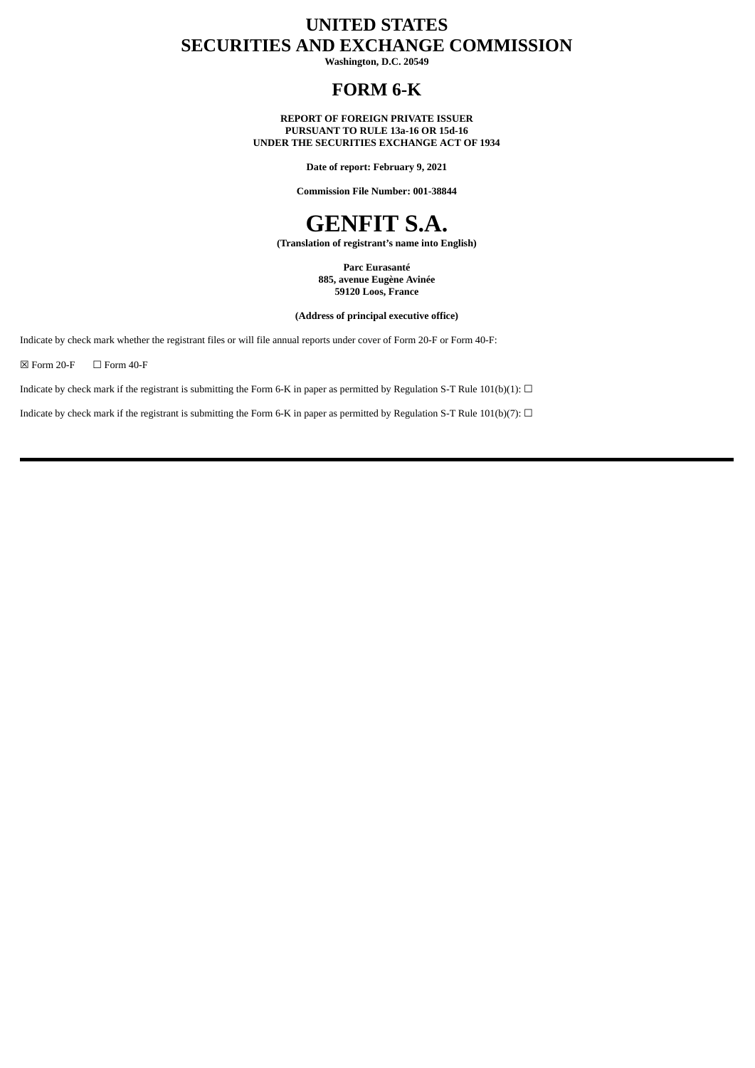# UNITED STATES
# SECURITIES AND EXCHANGE COMMISSION

**Washington, D.C. 20549**

## FORM 6-K

**REPORT OF FOREIGN PRIVATE ISSUER**
**PURSUANT TO RULE 13a-16 OR 15d-16**
**UNDER THE SECURITIES EXCHANGE ACT OF 1934**

**Date of report: February 9, 2021**

**Commission File Number: 001-38844**

# GENFIT S.A.

**(Translation of registrant's name into English)**

**Parc Eurasanté**
**885, avenue Eugène Avinée**
**59120 Loos, France**

**(Address of principal executive office)**

Indicate by check mark whether the registrant files or will file annual reports under cover of Form 20-F or Form 40-F:

☒ Form 20-F ☐ Form 40-F

Indicate by check mark if the registrant is submitting the Form 6-K in paper as permitted by Regulation S-T Rule 101(b)(1): ☐

Indicate by check mark if the registrant is submitting the Form 6-K in paper as permitted by Regulation S-T Rule 101(b)(7): ☐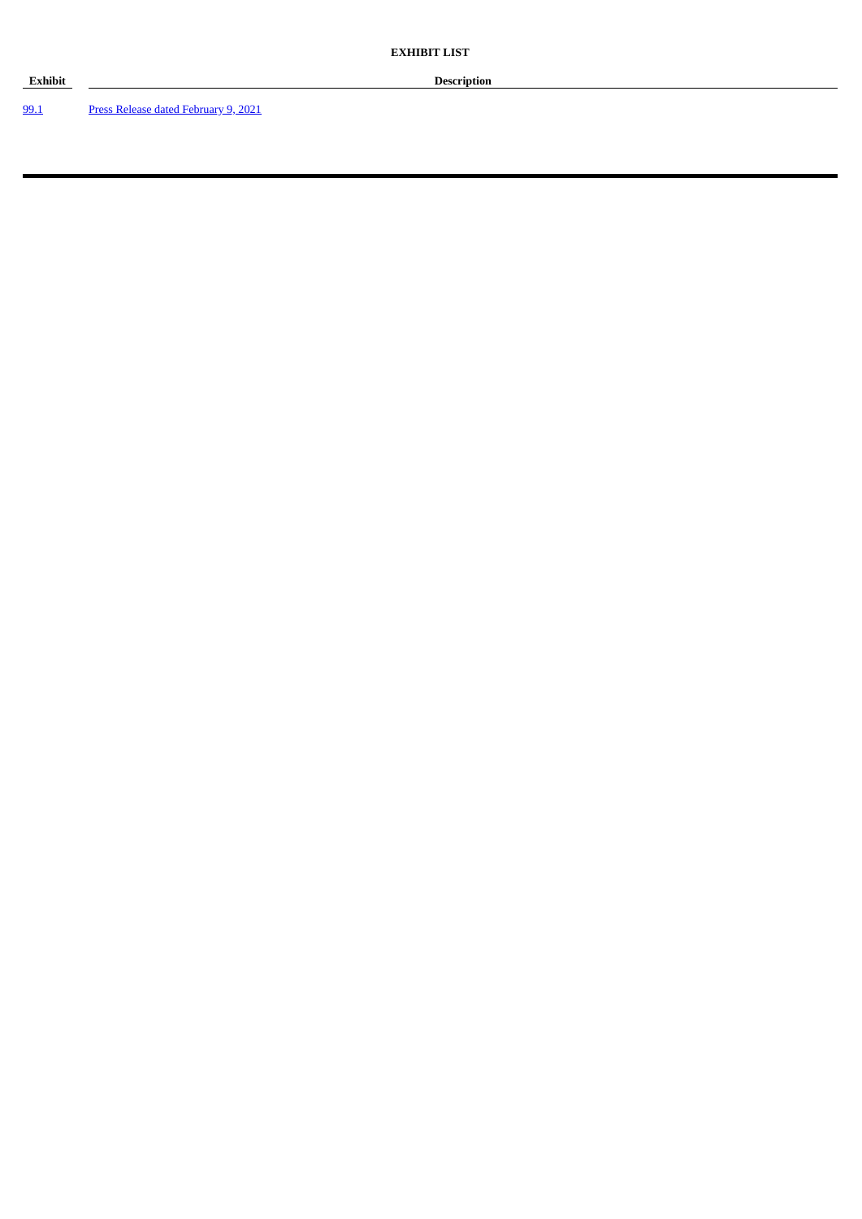**EXHIBIT LIST**

| Exhibit | Description |
| --- | --- |
| 99.1 | Press Release dated February 9, 2021 |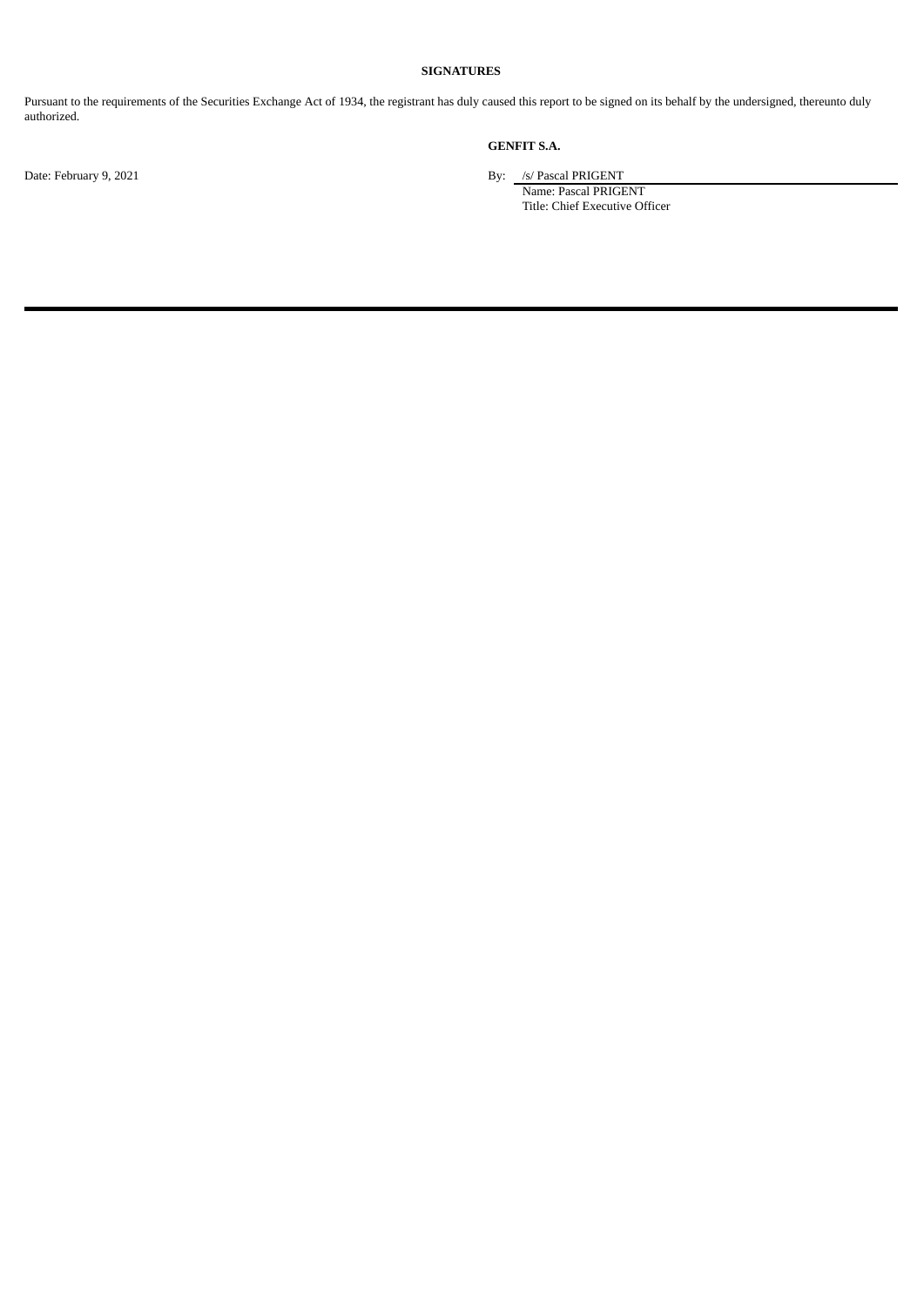**SIGNATURES**

Pursuant to the requirements of the Securities Exchange Act of 1934, the registrant has duly caused this report to be signed on its behalf by the undersigned, thereunto duly authorized.

**GENFIT S.A.**

Date: February 9, 2021

By: /s/ Pascal PRIGENT
Name: Pascal PRIGENT
Title: Chief Executive Officer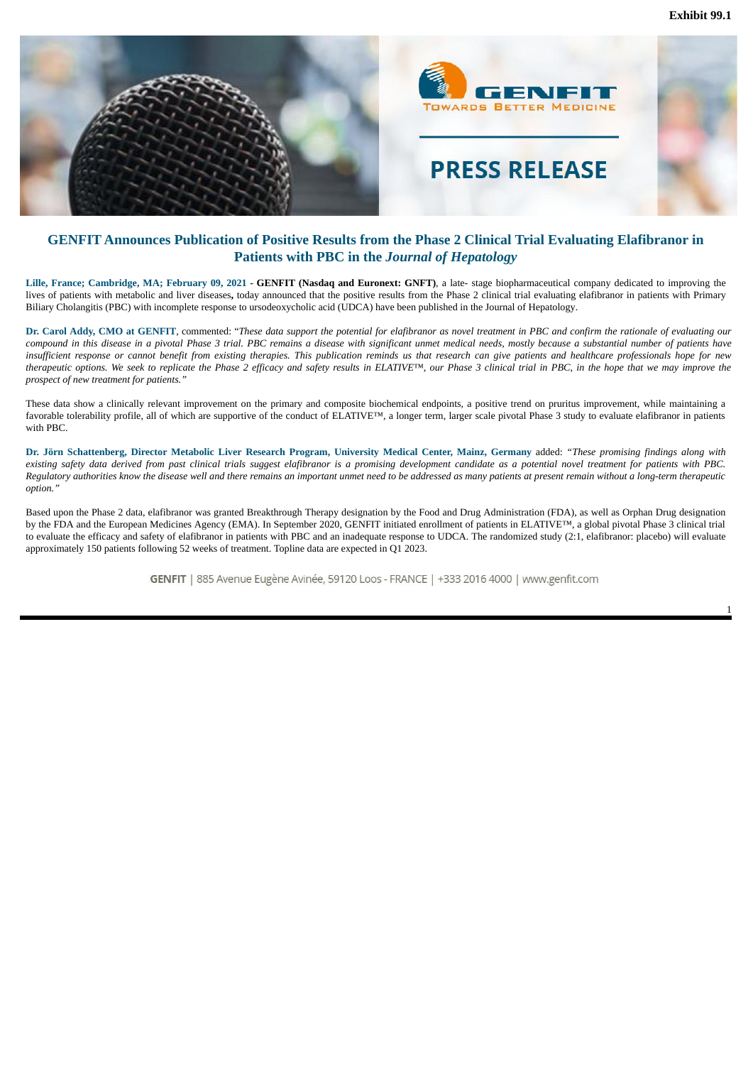Exhibit 99.1

PRESS RELEASE

## GENFIT Announces Publication of Positive Results from the Phase 2 Clinical Trial Evaluating Elafibranor in Patients with PBC in the *Journal of Hepatology*

**Lille, France; Cambridge, MA; February 09, 2021** - **GENFIT (Nasdaq and Euronext: GNFT)**, a late- stage biopharmaceutical company dedicated to improving the lives of patients with metabolic and liver diseases**,** today announced that the positive results from the Phase 2 clinical trial evaluating elafibranor in patients with Primary Biliary Cholangitis (PBC) with incomplete response to ursodeoxycholic acid (UDCA) have been published in the Journal of Hepatology.

**Dr. Carol Addy, CMO at GENFIT**, commented: "*These data support the potential for elafibranor as novel treatment in PBC and confirm the rationale of evaluating our compound in this disease in a pivotal Phase 3 trial. PBC remains a disease with significant unmet medical needs, mostly because a substantial number of patients have insufficient response or cannot benefit from existing therapies. This publication reminds us that research can give patients and healthcare professionals hope for new therapeutic options. We seek to replicate the Phase 2 efficacy and safety results in ELATIVE™, our Phase 3 clinical trial in PBC, in the hope that we may improve the prospect of new treatment for patients.*"

These data show a clinically relevant improvement on the primary and composite biochemical endpoints, a positive trend on pruritus improvement, while maintaining a favorable tolerability profile, all of which are supportive of the conduct of ELATIVE™, a longer term, larger scale pivotal Phase 3 study to evaluate elafibranor in patients with PBC.

**Dr. Jörn Schattenberg, Director Metabolic Liver Research Program, University Medical Center, Mainz, Germany** added: "*These promising findings along with existing safety data derived from past clinical trials suggest elafibranor is a promising development candidate as a potential novel treatment for patients with PBC. Regulatory authorities know the disease well and there remains an important unmet need to be addressed as many patients at present remain without a long-term therapeutic option.*"

Based upon the Phase 2 data, elafibranor was granted Breakthrough Therapy designation by the Food and Drug Administration (FDA), as well as Orphan Drug designation by the FDA and the European Medicines Agency (EMA). In September 2020, GENFIT initiated enrollment of patients in ELATIVE™, a global pivotal Phase 3 clinical trial to evaluate the efficacy and safety of elafibranor in patients with PBC and an inadequate response to UDCA. The randomized study (2:1, elafibranor: placebo) will evaluate approximately 150 patients following 52 weeks of treatment. Topline data are expected in Q1 2023.

GENFIT | 885 Avenue Eugène Avinée, 59120 Loos - FRANCE | +333 2016 4000 | www.genfit.com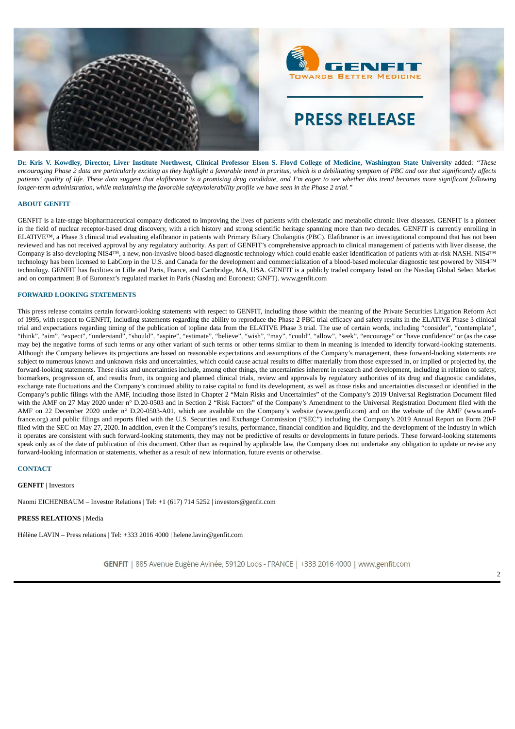**Dr. Kris V. Kowdley, Director, Liver Institute Northwest, Clinical Professor Elson S. Floyd College of Medicine, Washington State University** added: *"These encouraging Phase 2 data are particularly exciting as they highlight a favorable trend in pruritus, which is a debilitating symptom of PBC and one that significantly affects patients' quality of life. These data suggest that elafibranor is a promising drug candidate, and I'm eager to see whether this trend becomes more significant following longer-term administration, while maintaining the favorable safety/tolerability profile we have seen in the Phase 2 trial."*

## ABOUT GENFIT

GENFIT is a late-stage biopharmaceutical company dedicated to improving the lives of patients with cholestatic and metabolic chronic liver diseases. GENFIT is a pioneer in the field of nuclear receptor-based drug discovery, with a rich history and strong scientific heritage spanning more than two decades. GENFIT is currently enrolling in ELATIVE™, a Phase 3 clinical trial evaluating elafibranor in patients with Primary Biliary Cholangitis (PBC). Elafibranor is an investigational compound that has not been reviewed and has not received approval by any regulatory authority. As part of GENFIT's comprehensive approach to clinical management of patients with liver disease, the Company is also developing NIS4™, a new, non-invasive blood-based diagnostic technology which could enable easier identification of patients with at-risk NASH. NIS4™ technology has been licensed to LabCorp in the U.S. and Canada for the development and commercialization of a blood-based molecular diagnostic test powered by NIS4™ technology. GENFIT has facilities in Lille and Paris, France, and Cambridge, MA, USA. GENFIT is a publicly traded company listed on the Nasdaq Global Select Market and on compartment B of Euronext's regulated market in Paris (Nasdaq and Euronext: GNFT). www.genfit.com

## FORWARD LOOKING STATEMENTS

This press release contains certain forward-looking statements with respect to GENFIT, including those within the meaning of the Private Securities Litigation Reform Act of 1995, with respect to GENFIT, including statements regarding the ability to reproduce the Phase 2 PBC trial efficacy and safety results in the ELATIVE Phase 3 clinical trial and expectations regarding timing of the publication of topline data from the ELATIVE Phase 3 trial. The use of certain words, including "consider", "contemplate", "think", "aim", "expect", "understand", "should", "aspire", "estimate", "believe", "wish", "may", "could", "allow", "seek", "encourage" or "have confidence" or (as the case may be) the negative forms of such terms or any other variant of such terms or other terms similar to them in meaning is intended to identify forward-looking statements. Although the Company believes its projections are based on reasonable expectations and assumptions of the Company's management, these forward-looking statements are subject to numerous known and unknown risks and uncertainties, which could cause actual results to differ materially from those expressed in, or implied or projected by, the forward-looking statements. These risks and uncertainties include, among other things, the uncertainties inherent in research and development, including in relation to safety, biomarkers, progression of, and results from, its ongoing and planned clinical trials, review and approvals by regulatory authorities of its drug and diagnostic candidates, exchange rate fluctuations and the Company's continued ability to raise capital to fund its development, as well as those risks and uncertainties discussed or identified in the Company's public filings with the AMF, including those listed in Chapter 2 "Main Risks and Uncertainties" of the Company's 2019 Universal Registration Document filed with the AMF on 27 May 2020 under n° D.20-0503 and in Section 2 "Risk Factors" of the Company's Amendment to the Universal Registration Document filed with the AMF on 22 December 2020 under n° D.20-0503-A01, which are available on the Company's website (www.genfit.com) and on the website of the AMF (www.amf-france.org) and public filings and reports filed with the U.S. Securities and Exchange Commission ("SEC") including the Company's 2019 Annual Report on Form 20-F filed with the SEC on May 27, 2020. In addition, even if the Company's results, performance, financial condition and liquidity, and the development of the industry in which it operates are consistent with such forward-looking statements, they may not be predictive of results or developments in future periods. These forward-looking statements speak only as of the date of publication of this document. Other than as required by applicable law, the Company does not undertake any obligation to update or revise any forward-looking information or statements, whether as a result of new information, future events or otherwise.

## CONTACT

**GENFIT** | Investors

Naomi EICHENBAUM – Investor Relations | Tel: +1 (617) 714 5252 | investors@genfit.com

**PRESS RELATIONS** | Media

Hélène LAVIN – Press relations | Tel: +333 2016 4000 | helene.lavin@genfit.com